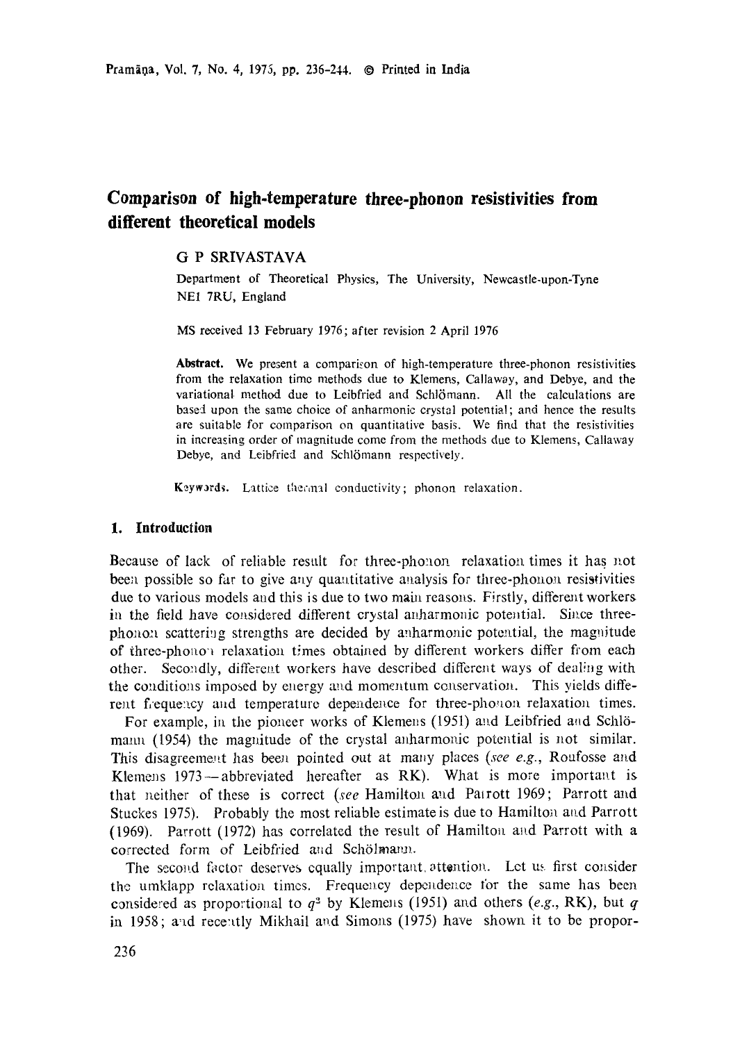# Comparison of high-temperature three-phonon resistivities from different theoretical models

G P SRIVASTAVA

Department of Theoretical Physics, The University, Newcastle-upon-Tyne NE1 7RU, England

MS received 13 February 1976; after revision 2 April 1976

**Abstract.** We present a comparison of high-temperature three-phonon resistivities from the relaxation time methods due to Klemens, Callaway, and Debye, and the variational method due to Leibfried and Schlömann. All the calculations are based upon the same choice of anharmonic crystal potential; and hence the results are suitable for comparison on quantitative basis. We find that the resistivities in increasing order of magnitude come from the methods due to Klemens, Callaway Debye, and Leibfried and Schlömann respectively.

**Keywords.** Lattice thermal conductivity; phonon relaxation.

## 1. Introduction

Because of lack of reliable result for three-phonon relaxation times it has not been possible so far to give any quantitative analysis for three-phonon resistivities due to various models and this is due to two main reasons. Firstly, different workers in the field have considered different crystal anharmonic potential. Since three-phonon scattering strengths are decided by anharmonic potential, the magnitude of three-phonon relaxation times obtained by different workers differ from each other. Secondly, different workers have described different ways of dealing with the conditions imposed by energy and momentum conservation. This yields different frequency and temperature dependence for three-phonon relaxation times.

For example, in the pioneer works of Klemens (1951) and Leibfried and Schlömann (1954) the magnitude of the crystal anharmonic potential is not similar. This disagreement has been pointed out at many places (*see e.g.*, Roufosse and Klemens 1973—abbreviated hereafter as RK). What is more important is that neither of these is correct (*see* Hamilton and Parrott 1969; Parrott and Stuckes 1975). Probably the most reliable estimate is due to Hamilton and Parrott (1969). Parrott (1972) has correlated the result of Hamilton and Parrott with a corrected form of Leibfried and Schölmann.

The second factor deserves equally important attention. Let us first consider the umklapp relaxation times. Frequency dependence for the same has been considered as proportional to $q^2$ by Klemens (1951) and others (*e.g.*, RK), but $q$ in 1958; and recently Mikhail and Simons (1975) have shown it to be propor-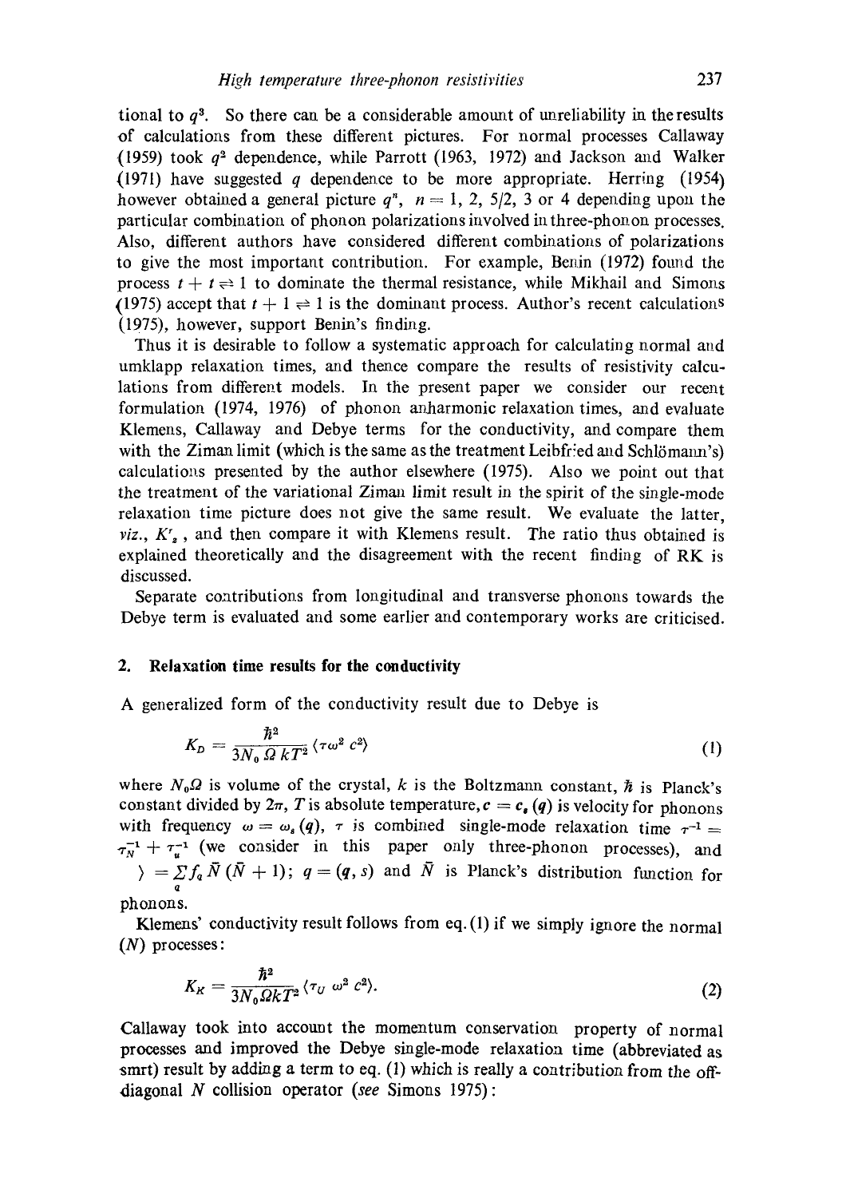tional to $q^3$. So there can be a considerable amount of unreliability in the results of calculations from these different pictures. For normal processes Callaway (1959) took $q^2$ dependence, while Parrott (1963, 1972) and Jackson and Walker (1971) have suggested $q$ dependence to be more appropriate. Herring (1954) however obtained a general picture $q^n$, $n = 1, 2, 5/2, 3$ or 4 depending upon the particular combination of phonon polarizations involved in three-phonon processes. Also, different authors have considered different combinations of polarizations to give the most important contribution. For example, Benin (1972) found the process $t + t \rightleftharpoons 1$ to dominate the thermal resistance, while Mikhail and Simons (1975) accept that $t + 1 \rightleftharpoons 1$ is the dominant process. Author's recent calculations (1975), however, support Benin's finding.

Thus it is desirable to follow a systematic approach for calculating normal and umklapp relaxation times, and thence compare the results of resistivity calculations from different models. In the present paper we consider our recent formulation (1974, 1976) of phonon anharmonic relaxation times, and evaluate Klemens, Callaway and Debye terms for the conductivity, and compare them with the Ziman limit (which is the same as the treatment Leibfried and Schlömann's) calculations presented by the author elsewhere (1975). Also we point out that the treatment of the variational Ziman limit result in the spirit of the single-mode relaxation time picture does not give the same result. We evaluate the latter, *viz.*, $K'_z$, and then compare it with Klemens result. The ratio thus obtained is explained theoretically and the disagreement with the recent finding of RK is discussed.

Separate contributions from longitudinal and transverse phonons towards the Debye term is evaluated and some earlier and contemporary works are criticised.

## 2. Relaxation time results for the conductivity

A generalized form of the conductivity result due to Debye is

$$K_D = \frac{\hbar^2}{3N_0 \Omega kT^2} \langle \tau \omega^2 c^2 \rangle \tag{1}$$

where $N_0\Omega$ is volume of the crystal, $k$ is the Boltzmann constant, $\hbar$ is Planck's constant divided by $2\pi$, $T$ is absolute temperature, $c = c_s(q)$ is velocity for phonons with frequency $\omega = \omega_s(q)$, $\tau$ is combined single-mode relaxation time $\tau^{-1} = \tau_N^{-1} + \tau_u^{-1}$ (we consider in this paper only three-phonon processes), and $\rangle = \sum_q f_q \bar{N}(\bar{N}+1)$; $q = (\boldsymbol{q}, s)$ and $\bar{N}$ is Planck's distribution function for phonons.

Klemens' conductivity result follows from eq. (1) if we simply ignore the normal ($N$) processes:

$$K_K = \frac{\hbar^2}{3N_0 \Omega kT^2} \langle \tau_U \, \omega^2 \, c^2 \rangle. \tag{2}$$

Callaway took into account the momentum conservation property of normal processes and improved the Debye single-mode relaxation time (abbreviated as smrt) result by adding a term to eq. (1) which is really a contribution from the off-diagonal $N$ collision operator (*see* Simons 1975):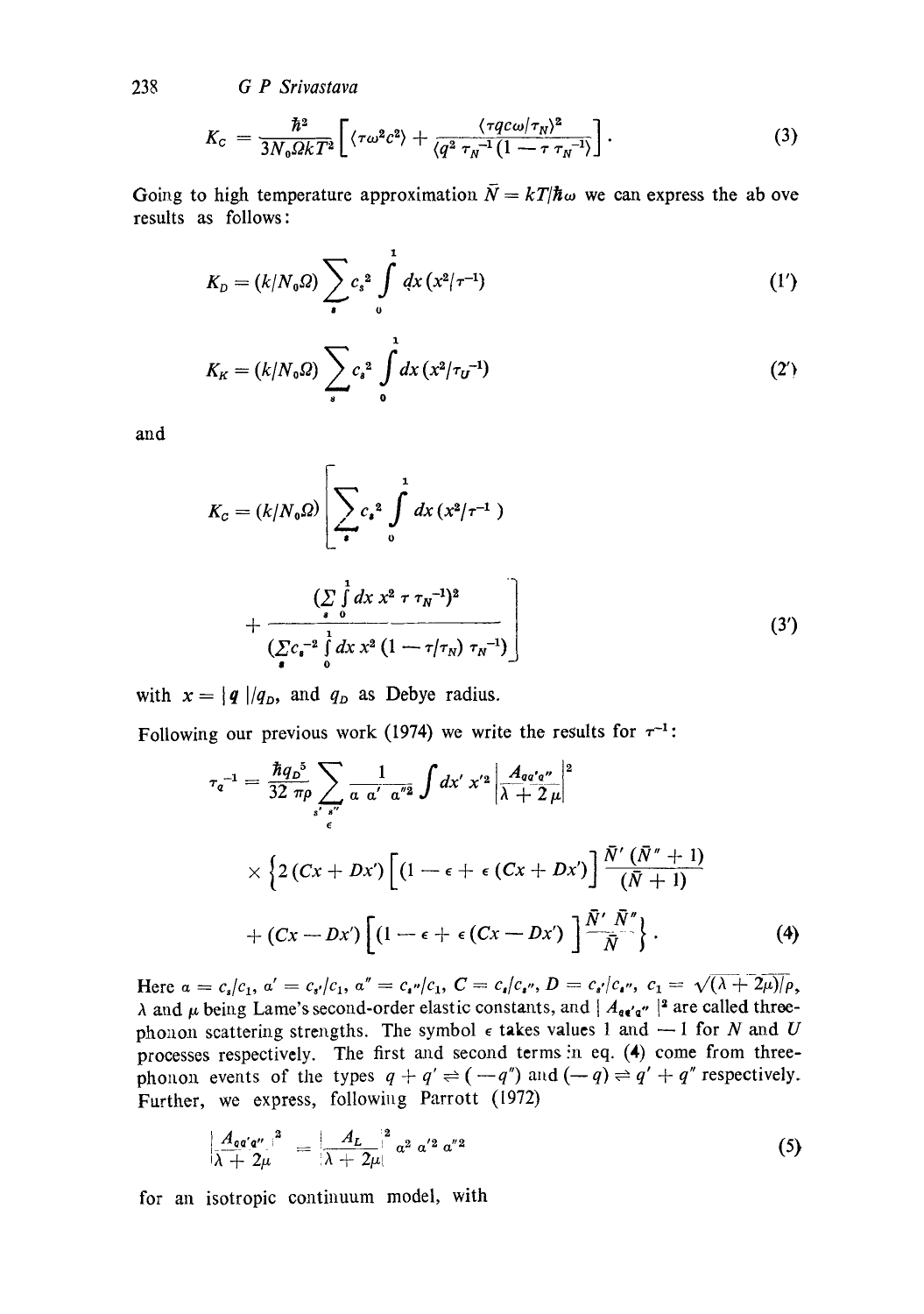$$K_C = \frac{\hbar^2}{3N_0 \Omega k T^2}\left[\langle \tau \omega^2 c^2 \rangle + \frac{\langle \tau q c \omega / \tau_N \rangle^2}{\langle q^2 \tau_N^{-1}(1 - \tau \tau_N^{-1}) \rangle}\right]. \tag{3}$$

Going to high temperature approximation $\bar{N} = kT/\hbar\omega$ we can express the ab ove results as follows:

$$K_D = (k/N_0 \Omega) \sum_s c_s^2 \int_0^1 dx\,(x^2/\tau^{-1}) \tag{1'}$$

$$K_K = (k/N_0 \Omega) \sum_s c_s^2 \int_0^1 dx\,(x^2/\tau_U^{-1}) \tag{2'}$$

and

$$K_C = (k/N_0 \Omega)\left[\sum_s c_s^2 \int_0^1 dx\,(x^2/\tau^{-1}) + \frac{\left(\sum_s \int_0^1 dx\, x^2\, \tau\, \tau_N^{-1}\right)^2}{\left(\sum_s c_s^{-2} \int_0^1 dx\, x^2 (1 - \tau/\tau_N)\, \tau_N^{-1}\right)}\right] \tag{3'}$$

with $x = |\mathbf{q}|/q_D$, and $q_D$ as Debye radius.

Following our previous work (1974) we write the results for $\tau^{-1}$:

$$\tau_q^{-1} = \frac{\hbar q_D^5}{32\,\pi \rho} \sum_{\substack{s'\,s''\\ \epsilon}} \frac{1}{a\ a'\ a''^2} \int dx'\, x'^2 \left|\frac{A_{qq'q''}}{\lambda + 2\mu}\right|^2$$
$$\times \left\{ 2\,(Cx + Dx')\left[(1 - \epsilon + \epsilon\,(Cx + Dx')\right] \frac{\bar{N}'\,(\bar{N}'' + 1)}{(\bar{N} + 1)} + (Cx - Dx')\left[(1 - \epsilon + \epsilon\,(Cx - Dx')\,\right] \frac{\bar{N}'\,\bar{N}''}{\bar{N}} \right\}. \tag{4}$$

Here $a = c_s/c_1$, $a' = c_{s'}/c_1$, $a'' = c_{s''}/c_1$, $C = c_s/c_{s''}$, $D = c_{s'}/c_{s''}$, $c_1 = \sqrt{(\lambda + 2\mu)/\rho}$, $\lambda$ and $\mu$ being Lame's second-order elastic constants, and $|A_{qq'q''}|^2$ are called three-phonon scattering strengths. The symbol $\epsilon$ takes values 1 and $-1$ for $N$ and $U$ processes respectively. The first and second terms in eq. (4) come from three-phonon events of the types $q + q' \rightleftharpoons (-q'')$ and $(-q) \rightleftharpoons q' + q''$ respectively. Further, we express, following Parrott (1972)

$$\left|\frac{A_{qq'q''}}{\lambda + 2\mu}\right|^2 = \left|\frac{A_L}{\lambda + 2\mu}\right|^2 a^2\, a'^2\, a''^2 \tag{5}$$

for an isotropic continuum model, with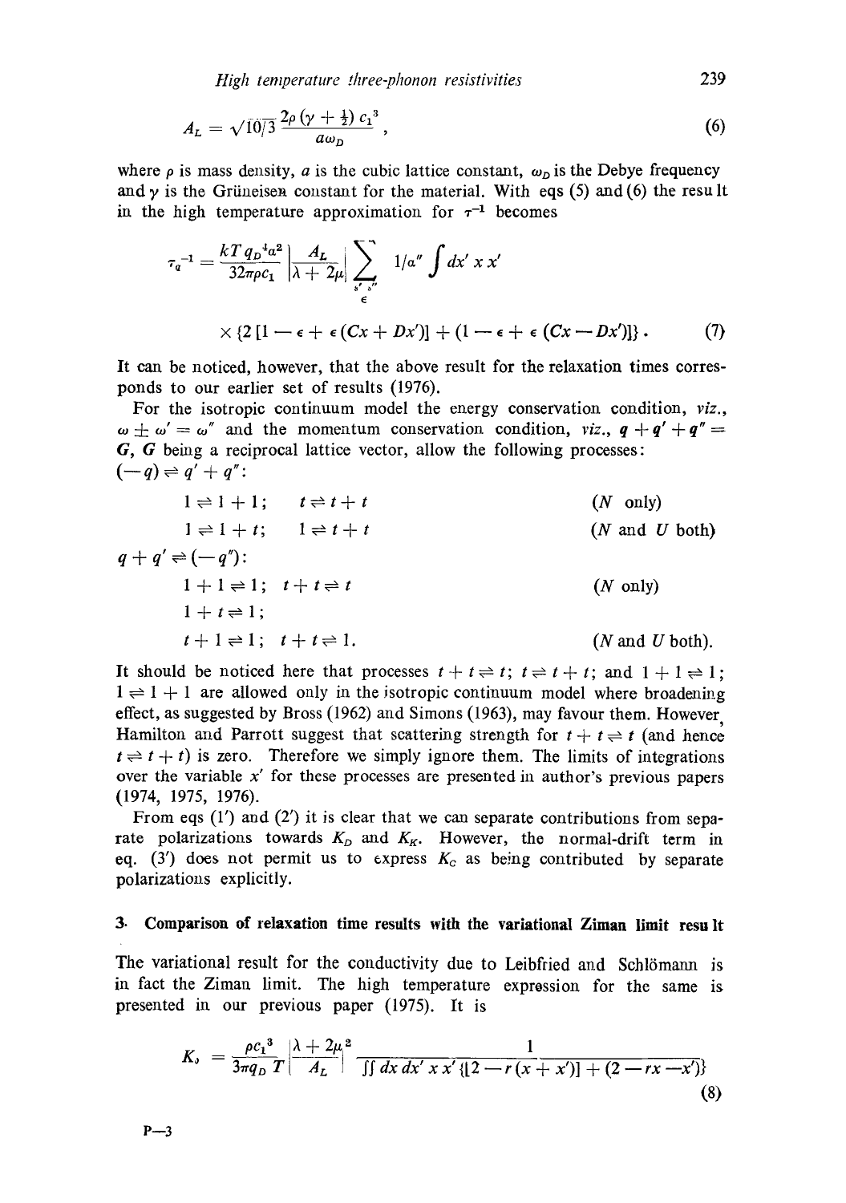$$A_L = \sqrt{10/3}\,\frac{2\rho\,(\gamma + \frac{1}{2})\,c_1^3}{a\omega_D}\,, \tag{6}$$

where $\rho$ is mass density, $a$ is the cubic lattice constant, $\omega_D$ is the Debye frequency and $\gamma$ is the Grüneisen constant for the material. With eqs (5) and (6) the result in the high temperature approximation for $\tau^{-1}$ becomes

$$\tau_q^{-1} = \frac{kT\,q_D^4 a^2}{32\pi\rho c_1}\left|\frac{A_L}{\lambda + 2\mu}\right| \sum_{\substack{s',\,s''\\ \epsilon}} 1/\alpha'' \int dx'\, x\, x'$$

$$\times \{2\,[1 - \epsilon + \epsilon\,(Cx + Dx')] + (1 - \epsilon + \epsilon\,(Cx - Dx')]\}\,. \tag{7}$$

It can be noticed, however, that the above result for the relaxation times corresponds to our earlier set of results (1976).

For the isotropic continuum model the energy conservation condition, *viz.*, $\omega \pm \omega' = \omega''$ and the momentum conservation condition, *viz.*, $q + q' + q'' = G$, $G$ being a reciprocal lattice vector, allow the following processes:

$(-q) \rightleftharpoons q' + q''$:

| | | |
|---|---|---|
| $1 \rightleftharpoons 1 + 1$; | $t \rightleftharpoons t + t$ | ($N$ only) |
| $1 \rightleftharpoons 1 + t$; | $1 \rightleftharpoons t + t$ | ($N$ and $U$ both) |

$q + q' \rightleftharpoons (-q'')$:

| | | |
|---|---|---|
| $1 + 1 \rightleftharpoons 1$; | $t + t \rightleftharpoons t$ | ($N$ only) |
| $1 + t \rightleftharpoons 1$; | | |
| $t + 1 \rightleftharpoons 1$; | $t + t \rightleftharpoons 1$. | ($N$ and $U$ both). |

It should be noticed here that processes $t + t \rightleftharpoons t$; $t \rightleftharpoons t + t$; and $1 + 1 \rightleftharpoons 1$; $1 \rightleftharpoons 1 + 1$ are allowed only in the isotropic continuum model where broadening effect, as suggested by Bross (1962) and Simons (1963), may favour them. However, Hamilton and Parrott suggest that scattering strength for $t + t \rightleftharpoons t$ (and hence $t \rightleftharpoons t + t$) is zero. Therefore we simply ignore them. The limits of integrations over the variable $x'$ for these processes are presented in author's previous papers (1974, 1975, 1976).

From eqs (1′) and (2′) it is clear that we can separate contributions from separate polarizations towards $K_D$ and $K_K$. However, the normal-drift term in eq. (3′) does not permit us to express $K_C$ as being contributed by separate polarizations explicitly.

## 3. Comparison of relaxation time results with the variational Ziman limit result

The variational result for the conductivity due to Leibfried and Schlömann is in fact the Ziman limit. The high temperature expression for the same is presented in our previous paper (1975). It is

$$K_z = \frac{\rho c_1^3}{3\pi q_D T}\left|\frac{\lambda + 2\mu}{A_L}\right|^2 \frac{1}{\iint dx\, dx'\, x\, x'\,\{[2 - r\,(x + x')] + (2 - rx - x')\}} \tag{8}$$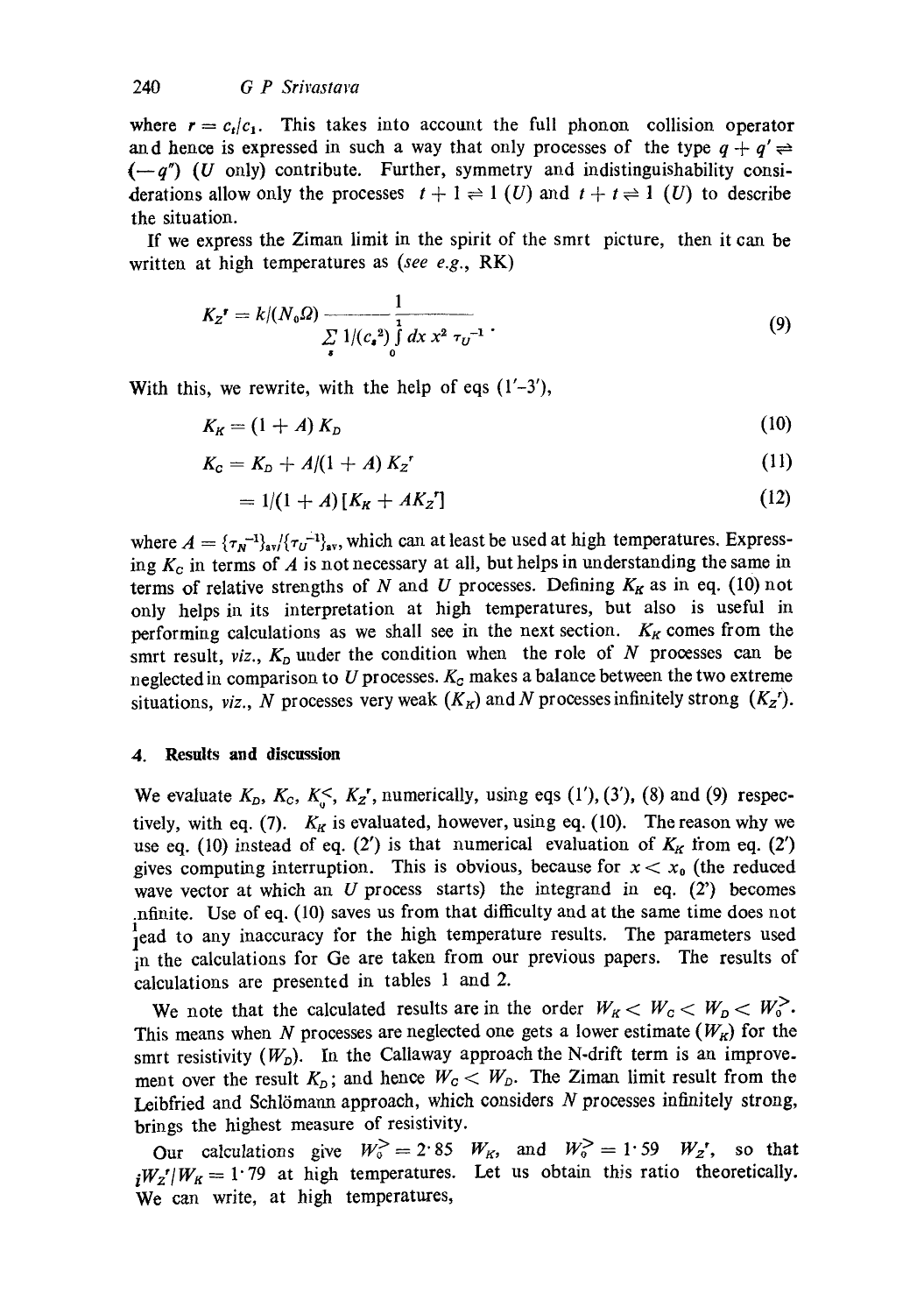where $r = c_t/c_l$. This takes into account the full phonon collision operator and hence is expressed in such a way that only processes of the type $q + q' \rightleftharpoons (-q'')$ ($U$ only) contribute. Further, symmetry and indistinguishability considerations allow only the processes $t + l \rightleftharpoons l$ ($U$) and $t + t \rightleftharpoons l$ ($U$) to describe the situation.

If we express the Ziman limit in the spirit of the smrt picture, then it can be written at high temperatures as (*see e.g.*, RK)

$$K_Z{}' = k/(N_0 \Omega) \frac{1}{\sum\limits_s 1/(c_s^2) \int\limits_0^1 dx\, x^2\, \tau_U^{-1}} . \tag{9}$$

With this, we rewrite, with the help of eqs (1′–3′),

$$K_K = (1 + A)\, K_D \tag{10}$$

$$K_C = K_D + A/(1 + A)\, K_Z{}' \tag{11}$$

$$= 1/(1 + A)\, [K_K + A K_Z{}'] \tag{12}$$

where $A = \{\tau_N^{-1}\}_{av}/\{\tau_U^{-1}\}_{av}$, which can at least be used at high temperatures. Expressing $K_C$ in terms of $A$ is not necessary at all, but helps in understanding the same in terms of relative strengths of $N$ and $U$ processes. Defining $K_K$ as in eq. (10) not only helps in its interpretation at high temperatures, but also is useful in performing calculations as we shall see in the next section. $K_K$ comes from the smrt result, *viz.*, $K_D$ under the condition when the role of $N$ processes can be neglected in comparison to $U$ processes. $K_C$ makes a balance between the two extreme situations, *viz.*, $N$ processes very weak ($K_K$) and $N$ processes infinitely strong ($K_Z{}'$).

## 4. Results and discussion

We evaluate $K_D$, $K_C$, $K_0^{<}$, $K_Z{}'$, numerically, using eqs (1′), (3′), (8) and (9) respectively, with eq. (7). $K_K$ is evaluated, however, using eq. (10). The reason why we use eq. (10) instead of eq. (2′) is that numerical evaluation of $K_K$ from eq. (2′) gives computing interruption. This is obvious, because for $x < x_0$ (the reduced wave vector at which an $U$ process starts) the integrand in eq. (2′) becomes infinite. Use of eq. (10) saves us from that difficulty and at the same time does not lead to any inaccuracy for the high temperature results. The parameters used in the calculations for Ge are taken from our previous papers. The results of calculations are presented in tables 1 and 2.

We note that the calculated results are in the order $W_K < W_C < W_D < W_0^{>}$. This means when $N$ processes are neglected one gets a lower estimate ($W_K$) for the smrt resistivity ($W_D$). In the Callaway approach the N-drift term is an improvement over the result $K_D$; and hence $W_C < W_D$. The Ziman limit result from the Leibfried and Schlömann approach, which considers $N$ processes infinitely strong, brings the highest measure of resistivity.

Our calculations give $W_0^{>} = 2{\cdot}85\ W_K$, and $W_0^{>} = 1{\cdot}59\ W_Z{}'$, so that $W_Z{}'/W_K = 1{\cdot}79$ at high temperatures. Let us obtain this ratio theoretically. We can write, at high temperatures,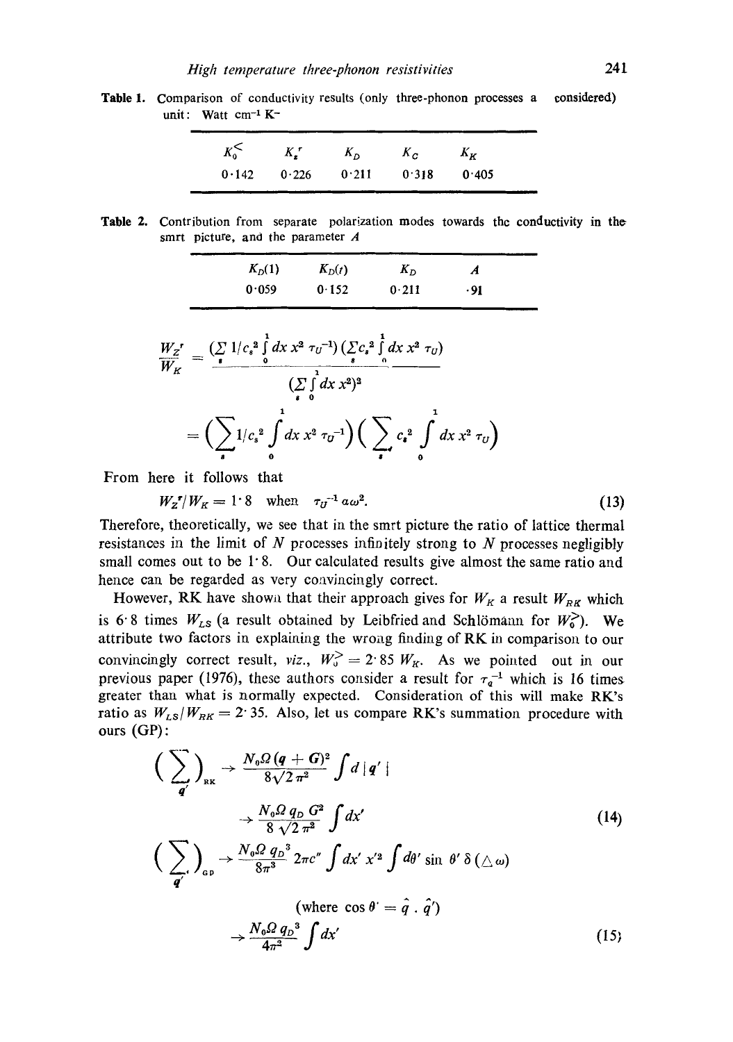**Table 1.** Comparison of conductivity results (only three-phonon processes a considered) unit: Watt cm$^{-1}$ K$^{-}$

| $K_0^<$ | $K_z^r$ | $K_D$ | $K_C$ | $K_K$ |
|---|---|---|---|---|
| 0·142 | 0·226 | 0·211 | 0·318 | 0·405 |

**Table 2.** Contribution from separate polarization modes towards the conductivity in the smrt picture, and the parameter $A$

| $K_D(1)$ | $K_D(t)$ | $K_D$ | $A$ |
|---|---|---|---|
| 0·059 | 0·152 | 0·211 | ·91 |

$$\frac{W_Z^r}{W_K} = \frac{(\sum_s 1/c_s^2 \int_0^1 dx\, x^2\, \tau_U^{-1})(\sum_s c_s^2 \int_0^1 dx\, x^2\, \tau_U)}{(\sum_s \int_0^1 dx\, x^2)^2}$$

$$= \Big(\sum_s 1/c_s^2 \int_0^1 dx\, x^2\, \tau_U^{-1}\Big)\Big(\sum_s c_s^2 \int_0^1 dx\, x^2\, \tau_U\Big)$$

From here it follows that

$$W_Z^r/W_K = 1{\cdot}8 \quad \text{when} \quad \tau_U^{-1}\, a\omega^2. \tag{13}$$

Therefore, theoretically, we see that in the smrt picture the ratio of lattice thermal resistances in the limit of $N$ processes infinitely strong to $N$ processes negligibly small comes out to be 1·8. Our calculated results give almost the same ratio and hence can be regarded as very convincingly correct.

However, RK have shown that their approach gives for $W_K$ a result $W_{RK}$ which is 6·8 times $W_{LS}$ (a result obtained by Leibfried and Schlömann for $W_0^>$). We attribute two factors in explaining the wrong finding of RK in comparison to our convincingly correct result, *viz.*, $W_0^> = 2{\cdot}85\, W_K$. As we pointed out in our previous paper (1976), these authors consider a result for $\tau_q^{-1}$ which is 16 times greater than what is normally expected. Consideration of this will make RK's ratio as $W_{LS}/W_{RK} = 2{\cdot}35$. Also, let us compare RK's summation procedure with ours (GP):

$$\Big(\sum_{q'}\Big)_{RK} \rightarrow \frac{N_0\Omega\,(q+G)^2}{8\sqrt{2}\,\pi^2}\int d\,|q'|$$

$$\rightarrow \frac{N_0\Omega\, q_D\, G^2}{8\sqrt{2}\,\pi^2}\int dx' \tag{14}$$

$$\Big(\sum_{q'}\Big)_{GP} \rightarrow \frac{N_0\Omega\, q_D^3}{8\pi^3}\, 2\pi c'' \int dx'\, x'^2 \int d\theta' \sin\theta'\, \delta(\triangle\omega)$$

$$(\text{where } \cos\theta' = \hat{q}\,.\,\hat{q}')$$

$$\rightarrow \frac{N_0\Omega\, q_D^3}{4\pi^2}\int dx' \tag{15}$$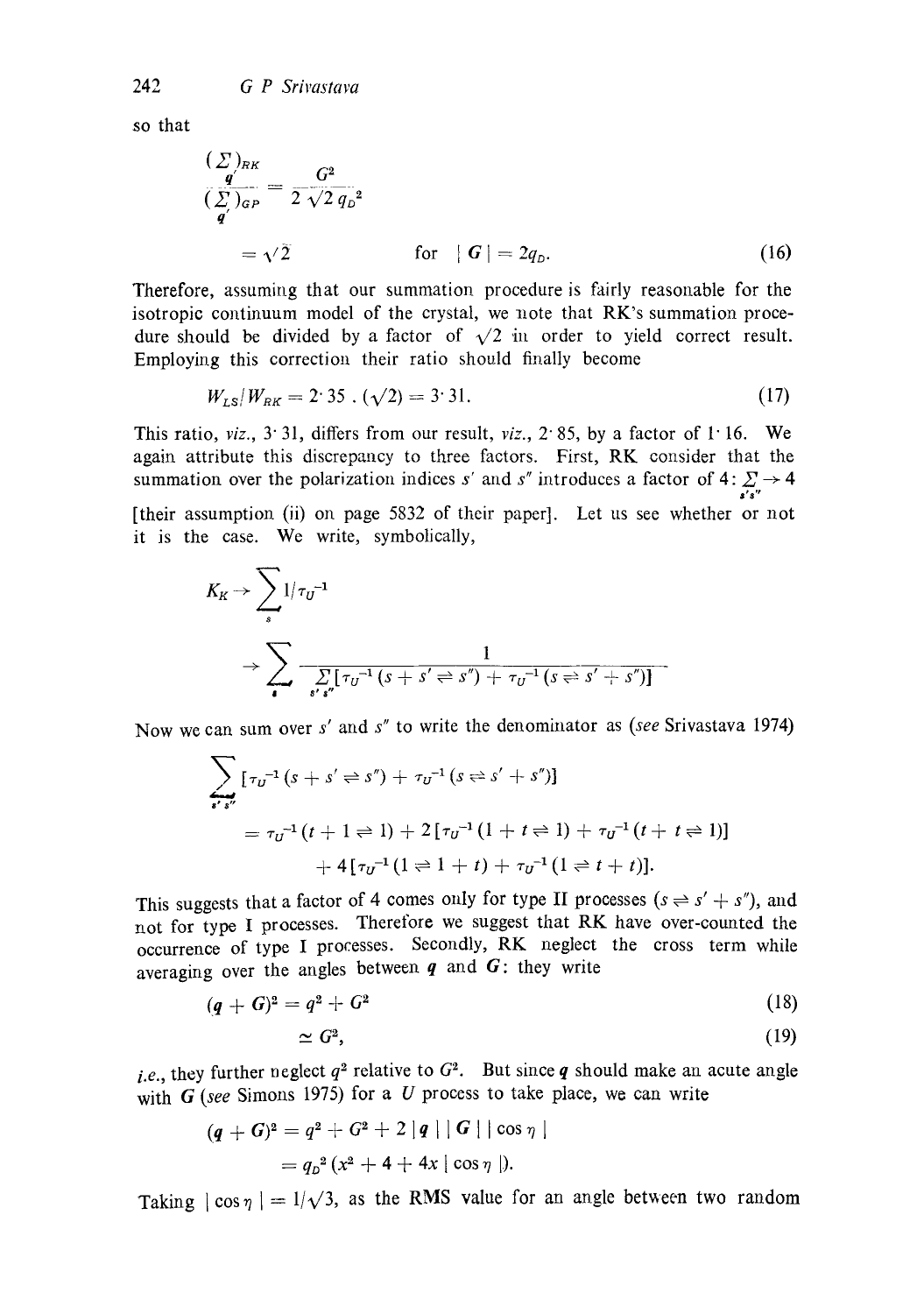so that

$$\frac{(\sum_{q'})_{RK}}{(\sum_{q'})_{GP}} = \frac{G^2}{2\sqrt{2}\,q_D{}^2}$$

$$= \sqrt{2} \qquad \text{for } |G| = 2q_D. \tag{16}$$

Therefore, assuming that our summation procedure is fairly reasonable for the isotropic continuum model of the crystal, we note that RK's summation procedure should be divided by a factor of $\sqrt{2}$ in order to yield correct result. Employing this correction their ratio should finally become

$$W_{LS}/W_{RK} = 2{\cdot}35\,.\,(\sqrt{2}) = 3{\cdot}31. \tag{17}$$

This ratio, *viz.*, 3·31, differs from our result, *viz.*, 2·85, by a factor of 1·16. We again attribute this discrepancy to three factors. First, RK consider that the summation over the polarization indices $s'$ and $s''$ introduces a factor of 4: $\sum_{s's''} \to 4$ [their assumption (ii) on page 5832 of their paper]. Let us see whether or not it is the case. We write, symbolically,

$$K_K \to \sum_s 1/\tau_U^{-1}$$

$$\to \sum_s \frac{1}{\sum_{s's''} [\tau_U^{-1}(s + s' \rightleftharpoons s'') + \tau_U^{-1}(s \rightleftharpoons s' + s'')]}$$

Now we can sum over $s'$ and $s''$ to write the denominator as (*see* Srivastava 1974)

$$\sum_{s's''} [\tau_U^{-1}(s + s' \rightleftharpoons s'') + \tau_U^{-1}(s \rightleftharpoons s' + s'')]$$

$$= \tau_U^{-1}(t + 1 \rightleftharpoons 1) + 2[\tau_U^{-1}(1 + t \rightleftharpoons 1) + \tau_U^{-1}(t + t \rightleftharpoons 1)]$$

$$+ 4[\tau_U^{-1}(1 \rightleftharpoons 1 + t) + \tau_U^{-1}(1 \rightleftharpoons t + t)].$$

This suggests that a factor of 4 comes only for type II processes ($s \rightleftharpoons s' + s''$), and not for type I processes. Therefore we suggest that RK have over-counted the occurrence of type I processes. Secondly, RK neglect the cross term while averaging over the angles between $\boldsymbol{q}$ and $\boldsymbol{G}$: they write

$$(\boldsymbol{q} + \boldsymbol{G})^2 = q^2 + G^2 \tag{18}$$

$$\simeq G^2, \tag{19}$$

*i.e.*, they further neglect $q^2$ relative to $G^2$. But since $\boldsymbol{q}$ should make an acute angle with $\boldsymbol{G}$ (*see* Simons 1975) for a $U$ process to take place, we can write

$$(\boldsymbol{q} + \boldsymbol{G})^2 = q^2 + G^2 + 2\,|\boldsymbol{q}|\,|\boldsymbol{G}|\,|\cos\eta\,|$$

$$= q_D{}^2\,(x^2 + 4 + 4x\,|\cos\eta\,|).$$

Taking $|\cos\eta\,| = 1/\sqrt{3}$, as the RMS value for an angle between two random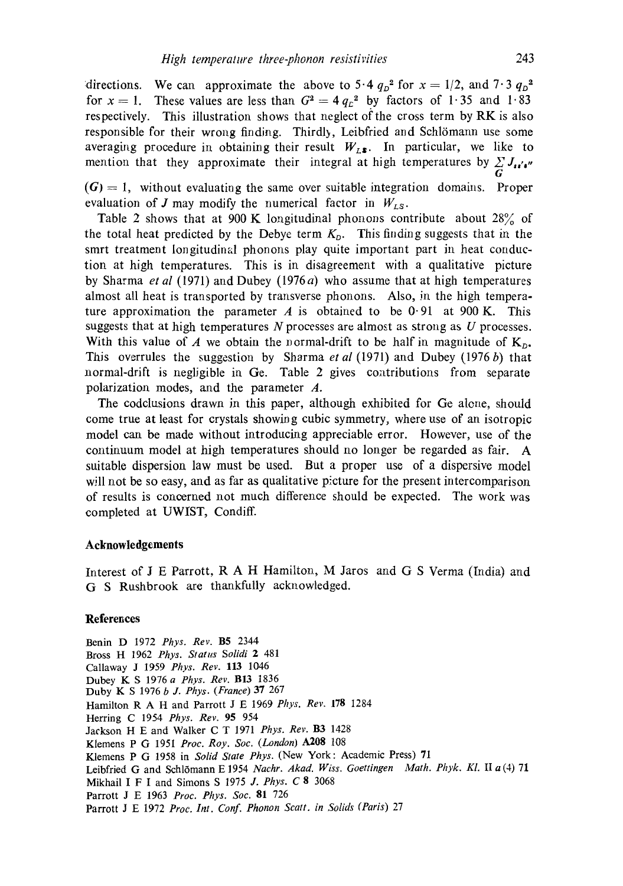directions. We can approximate the above to $5 \cdot 4\, q_D^2$ for $x = 1/2$, and $7 \cdot 3\, q_D^2$ for $x = 1$. These values are less than $G^2 = 4\, q_L^2$ by factors of $1 \cdot 35$ and $1 \cdot 83$ respectively. This illustration shows that neglect of the cross term by RK is also responsible for their wrong finding. Thirdly, Leibfried and Schlömann use some averaging procedure in obtaining their result $W_{LS}$. In particular, we like to mention that they approximate their integral at high temperatures by $\sum_G J_{s s' s''}(G) = 1$, without evaluating the same over suitable integration domains. Proper evaluation of $J$ may modify the numerical factor in $W_{LS}$.

Table 2 shows that at 900 K longitudinal phonons contribute about 28% of the total heat predicted by the Debye term $K_D$. This finding suggests that in the smrt treatment longitudinal phonons play quite important part in heat conduction at high temperatures. This is in disagreement with a qualitative picture by Sharma *et al* (1971) and Dubey (1976*a*) who assume that at high temperatures almost all heat is transported by transverse phonons. Also, in the high temperature approximation the parameter $A$ is obtained to be $0 \cdot 91$ at 900 K. This suggests that at high temperatures $N$ processes are almost as strong as $U$ processes. With this value of $A$ we obtain the normal-drift to be half in magnitude of $K_D$. This overrules the suggestion by Sharma *et al* (1971) and Dubey (1976*b*) that normal-drift is negligible in Ge. Table 2 gives contributions from separate polarization modes, and the parameter $A$.

The codclusions drawn in this paper, although exhibited for Ge alone, should come true at least for crystals showing cubic symmetry, where use of an isotropic model can be made without introducing appreciable error. However, use of the continuum model at high temperatures should no longer be regarded as fair. A suitable dispersion law must be used. But a proper use of a dispersive model will not be so easy, and as far as qualitative picture for the present intercomparison of results is concerned not much difference should be expected. The work was completed at UWIST, Condiff.

## Acknowledgements

Interest of J E Parrott, R A H Hamilton, M Jaros and G S Verma (India) and G S Rushbrook are thankfully acknowledged.

## References

Benin D 1972 *Phys. Rev.* **B5** 2344

Bross H 1962 *Phys. Status Solidi* **2** 481

Callaway J 1959 *Phys. Rev.* **113** 1046

Dubey K S 1976 *a Phys. Rev.* **B13** 1836

Duby K S 1976 *b J. Phys. (France)* **37** 267

Hamilton R A H and Parrott J E 1969 *Phys. Rev.* **178** 1284

Herring C 1954 *Phys. Rev.* **95** 954

Jackson H E and Walker C T 1971 *Phys. Rev.* **B3** 1428

Klemens P G 1951 *Proc. Roy. Soc. (London)* **A208** 108

Klemens P G 1958 in *Solid State Phys.* (New York: Academic Press) **71**

Leibfried G and Schlömann E 1954 *Nachr. Akad. Wiss. Goettingen Math. Phyk. Kl.* II *a* (4) **71**

Mikhail I F I and Simons S 1975 *J. Phys. C* **8** 3068

Parrott J E 1963 *Proc. Phys. Soc.* **81** 726

Parrott J E 1972 *Proc. Int. Conf. Phonon Scatt. in Solids (Paris)* 27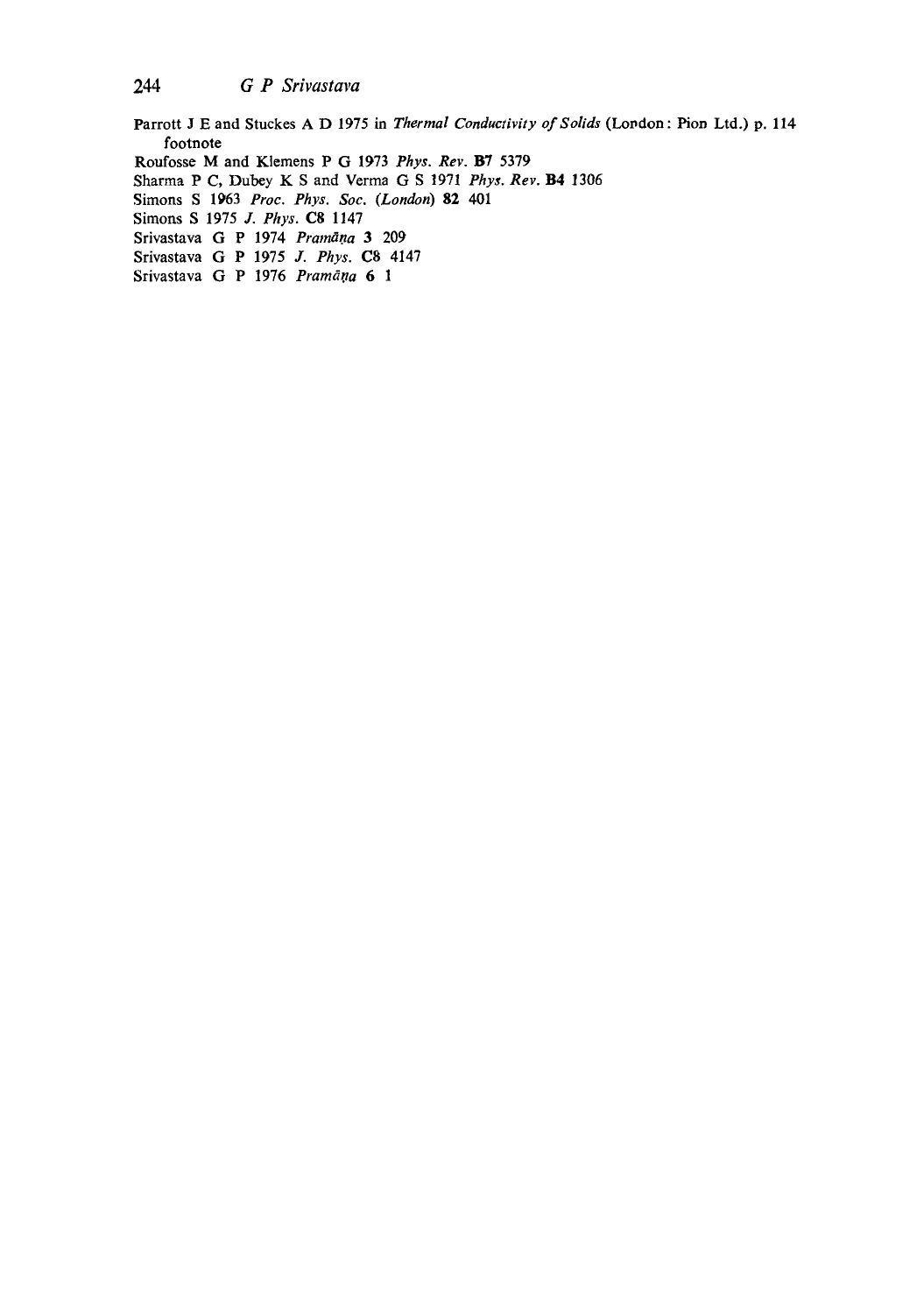Parrott J E and Stuckes A D 1975 in *Thermal Conductivity of Solids* (London: Pion Ltd.) p. 114 footnote

Roufosse M and Klemens P G 1973 *Phys. Rev.* **B7** 5379

Sharma P C, Dubey K S and Verma G S 1971 *Phys. Rev.* **B4** 1306

Simons S 1963 *Proc. Phys. Soc. (London)* **82** 401

Simons S 1975 *J. Phys.* **C8** 1147

Srivastava G P 1974 *Pramāṇa* **3** 209

Srivastava G P 1975 *J. Phys.* **C8** 4147

Srivastava G P 1976 *Pramāṇa* **6** 1